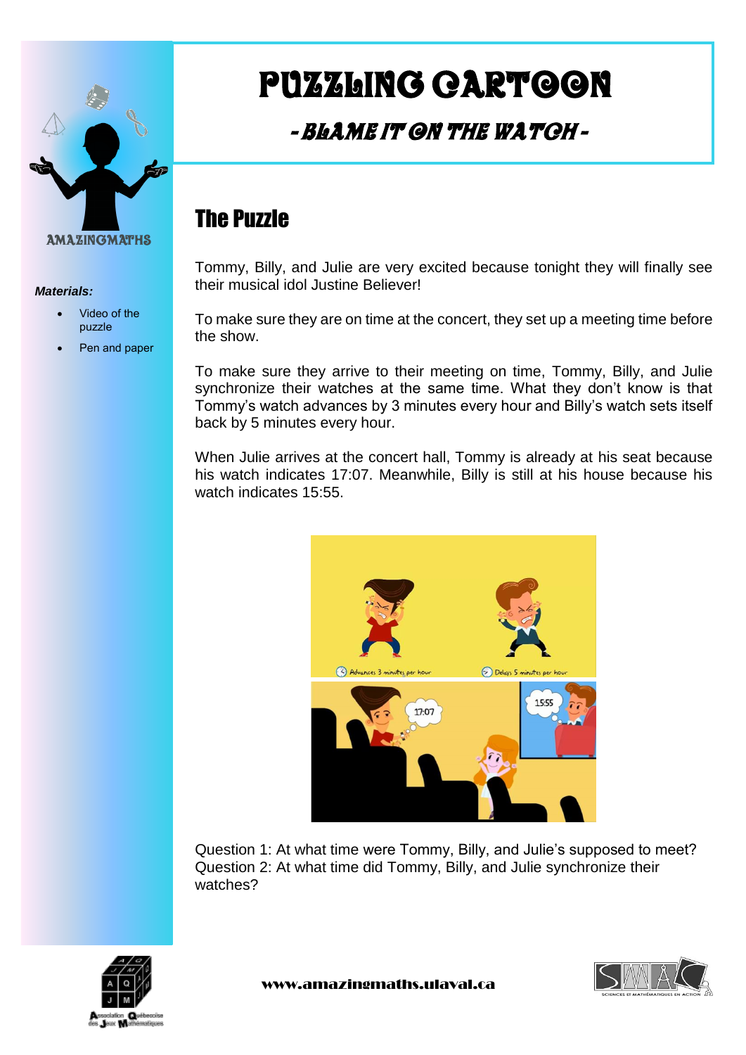# PUZZLING CARTOON

## - BLAME IT ON THE WATCH -

AMAZINGMATHS

***Materials:***

- Video of the puzzle
- Pen and paper

## The Puzzle

Tommy, Billy, and Julie are very excited because tonight they will finally see their musical idol Justine Believer!

To make sure they are on time at the concert, they set up a meeting time before the show.

To make sure they arrive to their meeting on time, Tommy, Billy, and Julie synchronize their watches at the same time. What they don't know is that Tommy's watch advances by 3 minutes every hour and Billy's watch sets itself back by 5 minutes every hour.

When Julie arrives at the concert hall, Tommy is already at his seat because his watch indicates 17:07. Meanwhile, Billy is still at his house because his watch indicates 15:55.

Question 1: At what time were Tommy, Billy, and Julie's supposed to meet?
Question 2: At what time did Tommy, Billy, and Julie synchronize their watches?

www.amazingmaths.ulaval.ca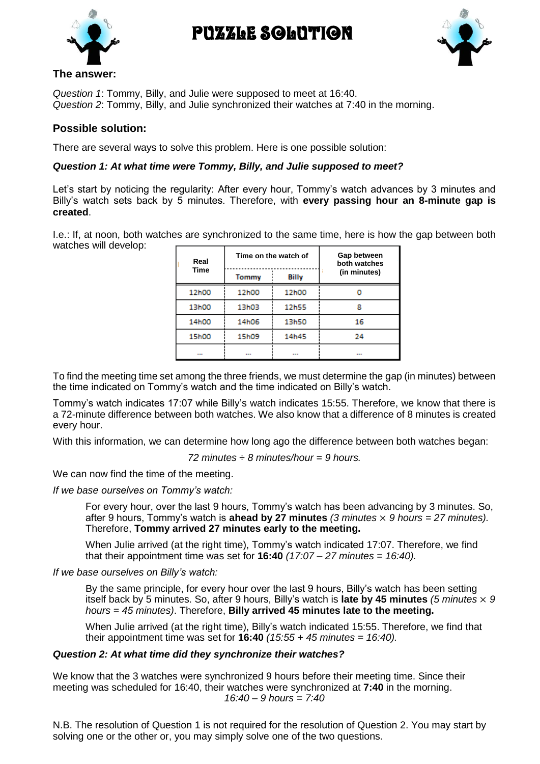# PUZZLE SOLUTION

**The answer:**

*Question 1*: Tommy, Billy, and Julie were supposed to meet at 16:40.
*Question 2*: Tommy, Billy, and Julie synchronized their watches at 7:40 in the morning.

## Possible solution:

There are several ways to solve this problem. Here is one possible solution:

***Question 1: At what time were Tommy, Billy, and Julie supposed to meet?***

Let's start by noticing the regularity: After every hour, Tommy's watch advances by 3 minutes and Billy's watch sets back by 5 minutes. Therefore, with **every passing hour an 8-minute gap is created**.

I.e.: If, at noon, both watches are synchronized to the same time, here is how the gap between both watches will develop:

| Real Time | Time on the watch of | | Gap between both watches (in minutes) |
|---|---|---|---|
| | Tommy | Billy | |
| 12h00 | 12h00 | 12h00 | 0 |
| 13h00 | 13h03 | 12h55 | 8 |
| 14h00 | 14h06 | 13h50 | 16 |
| 15h00 | 15h09 | 14h45 | 24 |
| ... | ... | ... | ... |

To find the meeting time set among the three friends, we must determine the gap (in minutes) between the time indicated on Tommy's watch and the time indicated on Billy's watch.

Tommy's watch indicates 17:07 while Billy's watch indicates 15:55. Therefore, we know that there is a 72-minute difference between both watches. We also know that a difference of 8 minutes is created every hour.

With this information, we can determine how long ago the difference between both watches began:

*72 minutes ÷ 8 minutes/hour = 9 hours.*

We can now find the time of the meeting.

*If we base ourselves on Tommy's watch:*

For every hour, over the last 9 hours, Tommy's watch has been advancing by 3 minutes. So, after 9 hours, Tommy's watch is **ahead by 27 minutes** *(3 minutes × 9 hours = 27 minutes).* Therefore, **Tommy arrived 27 minutes early to the meeting.**

When Julie arrived (at the right time), Tommy's watch indicated 17:07. Therefore, we find that their appointment time was set for **16:40** *(17:07 – 27 minutes = 16:40).*

*If we base ourselves on Billy's watch:*

By the same principle, for every hour over the last 9 hours, Billy's watch has been setting itself back by 5 minutes. So, after 9 hours, Billy's watch is **late by 45 minutes** *(5 minutes × 9 hours = 45 minutes)*. Therefore, **Billy arrived 45 minutes late to the meeting.**

When Julie arrived (at the right time), Billy's watch indicated 15:55. Therefore, we find that their appointment time was set for **16:40** *(15:55 + 45 minutes = 16:40).*

***Question 2: At what time did they synchronize their watches?***

We know that the 3 watches were synchronized 9 hours before their meeting time. Since their meeting was scheduled for 16:40, their watches were synchronized at **7:40** in the morning.

*16:40 – 9 hours = 7:40*

N.B. The resolution of Question 1 is not required for the resolution of Question 2. You may start by solving one or the other or, you may simply solve one of the two questions.